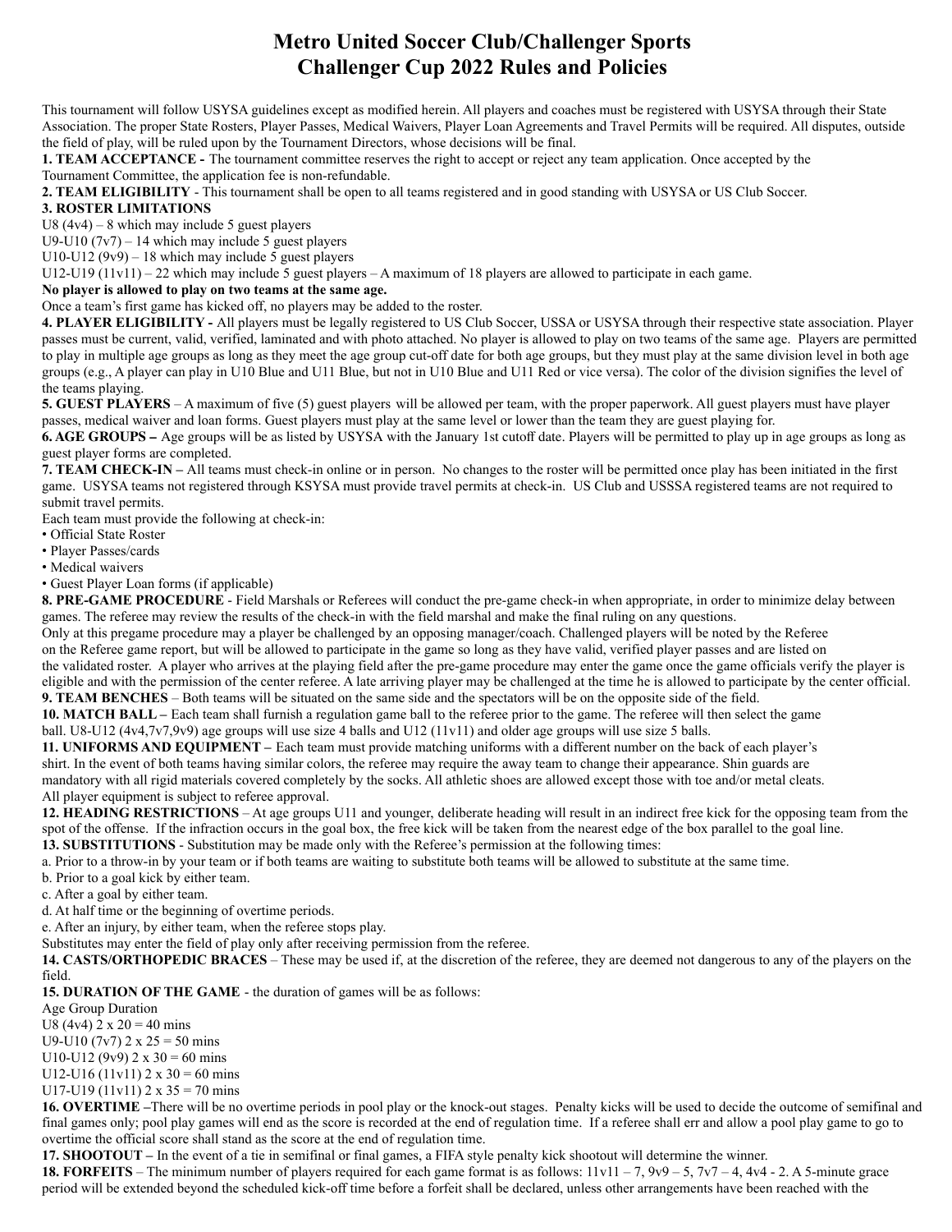# Metro United Soccer Club/Challenger Sports
# Challenger Cup 2022 Rules and Policies

This tournament will follow USYSA guidelines except as modified herein. All players and coaches must be registered with USYSA through their State Association. The proper State Rosters, Player Passes, Medical Waivers, Player Loan Agreements and Travel Permits will be required. All disputes, outside the field of play, will be ruled upon by the Tournament Directors, whose decisions will be final.

**1. TEAM ACCEPTANCE -** The tournament committee reserves the right to accept or reject any team application. Once accepted by the Tournament Committee, the application fee is non-refundable.

**2. TEAM ELIGIBILITY** - This tournament shall be open to all teams registered and in good standing with USYSA or US Club Soccer.

**3. ROSTER LIMITATIONS**

U8 (4v4) – 8 which may include 5 guest players
U9-U10 (7v7) – 14 which may include 5 guest players
U10-U12 (9v9) – 18 which may include 5 guest players
U12-U19 (11v11) – 22 which may include 5 guest players – A maximum of 18 players are allowed to participate in each game.

**No player is allowed to play on two teams at the same age.**

Once a team's first game has kicked off, no players may be added to the roster.

**4. PLAYER ELIGIBILITY -** All players must be legally registered to US Club Soccer, USSA or USYSA through their respective state association. Player passes must be current, valid, verified, laminated and with photo attached. No player is allowed to play on two teams of the same age. Players are permitted to play in multiple age groups as long as they meet the age group cut-off date for both age groups, but they must play at the same division level in both age groups (e.g., A player can play in U10 Blue and U11 Blue, but not in U10 Blue and U11 Red or vice versa). The color of the division signifies the level of the teams playing.

**5. GUEST PLAYERS** – A maximum of five (5) guest players will be allowed per team, with the proper paperwork. All guest players must have player passes, medical waiver and loan forms. Guest players must play at the same level or lower than the team they are guest playing for.

**6. AGE GROUPS –** Age groups will be as listed by USYSA with the January 1st cutoff date. Players will be permitted to play up in age groups as long as guest player forms are completed.

**7. TEAM CHECK-IN –** All teams must check-in online or in person. No changes to the roster will be permitted once play has been initiated in the first game. USYSA teams not registered through KSYSA must provide travel permits at check-in. US Club and USSSA registered teams are not required to submit travel permits.

Each team must provide the following at check-in:

- Official State Roster
- Player Passes/cards
- Medical waivers
- Guest Player Loan forms (if applicable)

**8. PRE-GAME PROCEDURE** - Field Marshals or Referees will conduct the pre-game check-in when appropriate, in order to minimize delay between games. The referee may review the results of the check-in with the field marshal and make the final ruling on any questions.

Only at this pregame procedure may a player be challenged by an opposing manager/coach. Challenged players will be noted by the Referee on the Referee game report, but will be allowed to participate in the game so long as they have valid, verified player passes and are listed on the validated roster. A player who arrives at the playing field after the pre-game procedure may enter the game once the game officials verify the player is eligible and with the permission of the center referee. A late arriving player may be challenged at the time he is allowed to participate by the center official.

**9. TEAM BENCHES** – Both teams will be situated on the same side and the spectators will be on the opposite side of the field.

**10. MATCH BALL –** Each team shall furnish a regulation game ball to the referee prior to the game. The referee will then select the game ball. U8-U12 (4v4,7v7,9v9) age groups will use size 4 balls and U12 (11v11) and older age groups will use size 5 balls.

**11. UNIFORMS AND EQUIPMENT –** Each team must provide matching uniforms with a different number on the back of each player's shirt. In the event of both teams having similar colors, the referee may require the away team to change their appearance. Shin guards are mandatory with all rigid materials covered completely by the socks. All athletic shoes are allowed except those with toe and/or metal cleats. All player equipment is subject to referee approval.

**12. HEADING RESTRICTIONS** – At age groups U11 and younger, deliberate heading will result in an indirect free kick for the opposing team from the spot of the offense. If the infraction occurs in the goal box, the free kick will be taken from the nearest edge of the box parallel to the goal line.

**13. SUBSTITUTIONS** - Substitution may be made only with the Referee's permission at the following times:

a. Prior to a throw-in by your team or if both teams are waiting to substitute both teams will be allowed to substitute at the same time.
b. Prior to a goal kick by either team.
c. After a goal by either team.
d. At half time or the beginning of overtime periods.
e. After an injury, by either team, when the referee stops play.

Substitutes may enter the field of play only after receiving permission from the referee.

**14. CASTS/ORTHOPEDIC BRACES** – These may be used if, at the discretion of the referee, they are deemed not dangerous to any of the players on the field.

**15. DURATION OF THE GAME** - the duration of games will be as follows:

Age Group Duration
U8 (4v4) 2 x 20 = 40 mins
U9-U10 (7v7) 2 x 25 = 50 mins
U10-U12 (9v9) 2 x 30 = 60 mins
U12-U16 (11v11) 2 x 30 = 60 mins
U17-U19 (11v11) 2 x 35 = 70 mins

**16. OVERTIME –**There will be no overtime periods in pool play or the knock-out stages. Penalty kicks will be used to decide the outcome of semifinal and final games only; pool play games will end as the score is recorded at the end of regulation time. If a referee shall err and allow a pool play game to go to overtime the official score shall stand as the score at the end of regulation time.

**17. SHOOTOUT –** In the event of a tie in semifinal or final games, a FIFA style penalty kick shootout will determine the winner.

**18. FORFEITS** – The minimum number of players required for each game format is as follows: 11v11 – 7, 9v9 – 5, 7v7 – 4, 4v4 - 2. A 5-minute grace period will be extended beyond the scheduled kick-off time before a forfeit shall be declared, unless other arrangements have been reached with the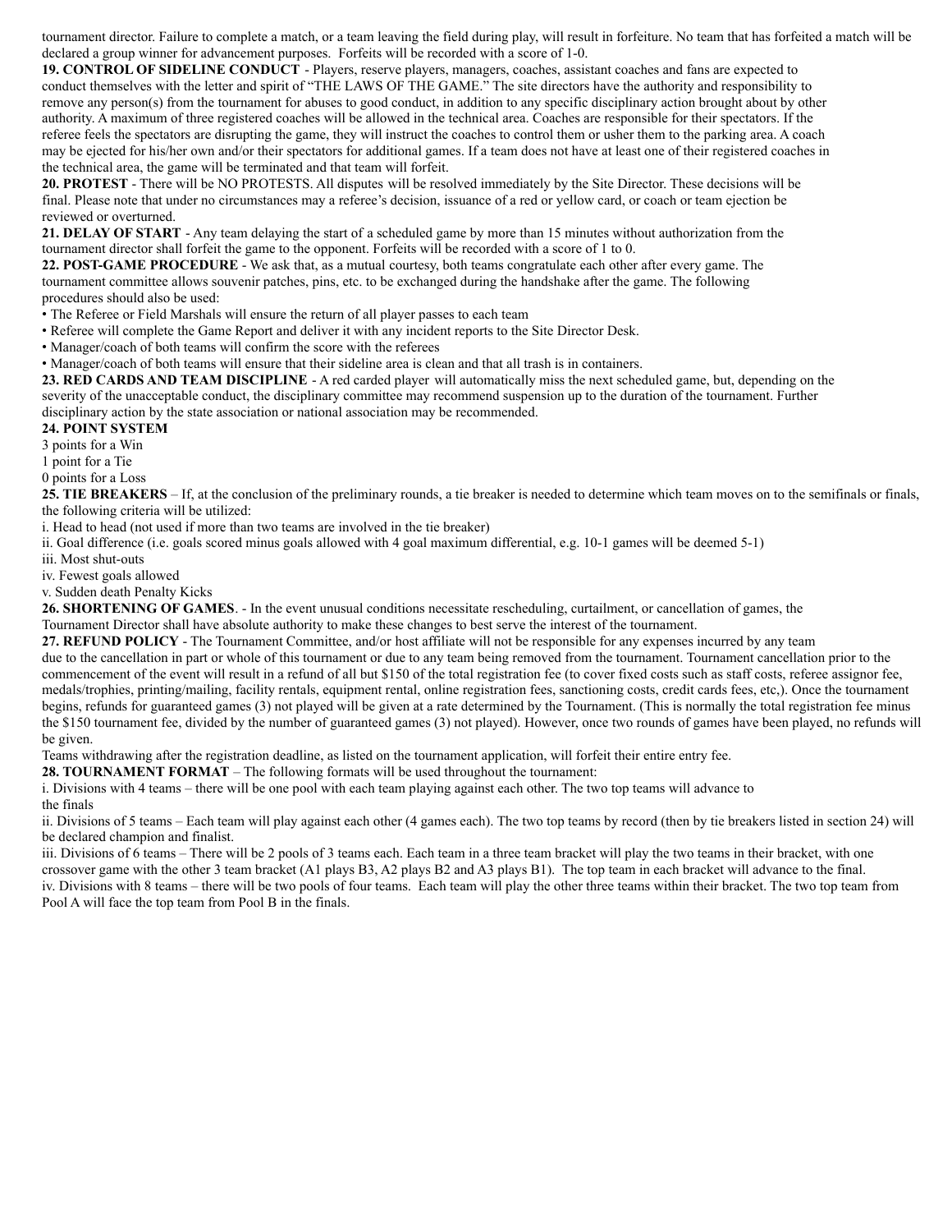tournament director. Failure to complete a match, or a team leaving the field during play, will result in forfeiture. No team that has forfeited a match will be declared a group winner for advancement purposes. Forfeits will be recorded with a score of 1-0.

**19. CONTROL OF SIDELINE CONDUCT** - Players, reserve players, managers, coaches, assistant coaches and fans are expected to conduct themselves with the letter and spirit of "THE LAWS OF THE GAME." The site directors have the authority and responsibility to remove any person(s) from the tournament for abuses to good conduct, in addition to any specific disciplinary action brought about by other authority. A maximum of three registered coaches will be allowed in the technical area. Coaches are responsible for their spectators. If the referee feels the spectators are disrupting the game, they will instruct the coaches to control them or usher them to the parking area. A coach may be ejected for his/her own and/or their spectators for additional games. If a team does not have at least one of their registered coaches in the technical area, the game will be terminated and that team will forfeit.

**20. PROTEST** - There will be NO PROTESTS. All disputes will be resolved immediately by the Site Director. These decisions will be final. Please note that under no circumstances may a referee's decision, issuance of a red or yellow card, or coach or team ejection be reviewed or overturned.

**21. DELAY OF START** - Any team delaying the start of a scheduled game by more than 15 minutes without authorization from the tournament director shall forfeit the game to the opponent. Forfeits will be recorded with a score of 1 to 0.

**22. POST-GAME PROCEDURE** - We ask that, as a mutual courtesy, both teams congratulate each other after every game. The tournament committee allows souvenir patches, pins, etc. to be exchanged during the handshake after the game. The following procedures should also be used:

- The Referee or Field Marshals will ensure the return of all player passes to each team
- Referee will complete the Game Report and deliver it with any incident reports to the Site Director Desk.
- Manager/coach of both teams will confirm the score with the referees
- Manager/coach of both teams will ensure that their sideline area is clean and that all trash is in containers.

**23. RED CARDS AND TEAM DISCIPLINE** - A red carded player will automatically miss the next scheduled game, but, depending on the severity of the unacceptable conduct, the disciplinary committee may recommend suspension up to the duration of the tournament. Further disciplinary action by the state association or national association may be recommended.

**24. POINT SYSTEM**

3 points for a Win

1 point for a Tie

0 points for a Loss

**25. TIE BREAKERS** – If, at the conclusion of the preliminary rounds, a tie breaker is needed to determine which team moves on to the semifinals or finals, the following criteria will be utilized:

i. Head to head (not used if more than two teams are involved in the tie breaker)

ii. Goal difference (i.e. goals scored minus goals allowed with 4 goal maximum differential, e.g. 10-1 games will be deemed 5-1)

iii. Most shut-outs

iv. Fewest goals allowed

v. Sudden death Penalty Kicks

**26. SHORTENING OF GAMES**. - In the event unusual conditions necessitate rescheduling, curtailment, or cancellation of games, the Tournament Director shall have absolute authority to make these changes to best serve the interest of the tournament.

**27. REFUND POLICY** - The Tournament Committee, and/or host affiliate will not be responsible for any expenses incurred by any team due to the cancellation in part or whole of this tournament or due to any team being removed from the tournament. Tournament cancellation prior to the commencement of the event will result in a refund of all but $150 of the total registration fee (to cover fixed costs such as staff costs, referee assignor fee, medals/trophies, printing/mailing, facility rentals, equipment rental, online registration fees, sanctioning costs, credit cards fees, etc,). Once the tournament begins, refunds for guaranteed games (3) not played will be given at a rate determined by the Tournament. (This is normally the total registration fee minus the $150 tournament fee, divided by the number of guaranteed games (3) not played). However, once two rounds of games have been played, no refunds will be given.

Teams withdrawing after the registration deadline, as listed on the tournament application, will forfeit their entire entry fee.

**28. TOURNAMENT FORMAT** – The following formats will be used throughout the tournament:

i. Divisions with 4 teams – there will be one pool with each team playing against each other. The two top teams will advance to the finals

ii. Divisions of 5 teams – Each team will play against each other (4 games each). The two top teams by record (then by tie breakers listed in section 24) will be declared champion and finalist.

iii. Divisions of 6 teams – There will be 2 pools of 3 teams each. Each team in a three team bracket will play the two teams in their bracket, with one crossover game with the other 3 team bracket (A1 plays B3, A2 plays B2 and A3 plays B1). The top team in each bracket will advance to the final.

iv. Divisions with 8 teams – there will be two pools of four teams. Each team will play the other three teams within their bracket. The two top team from Pool A will face the top team from Pool B in the finals.